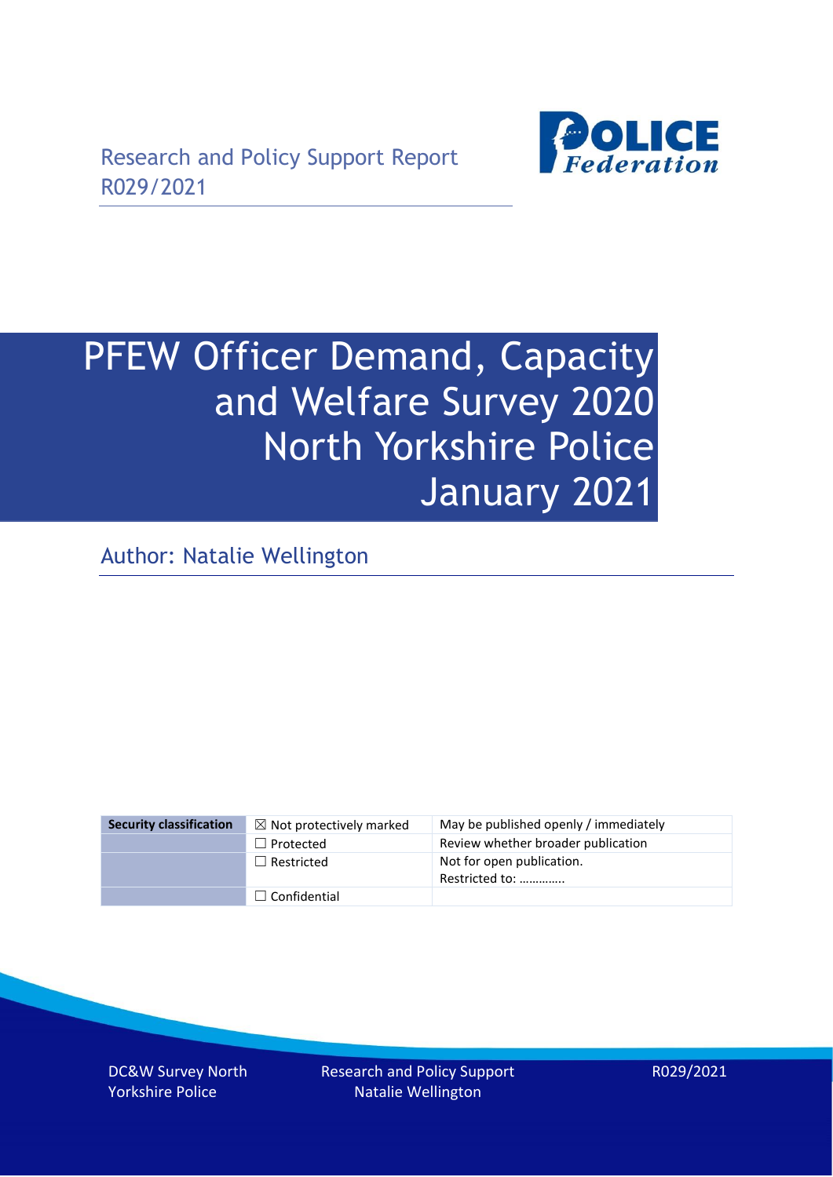Research and Policy Support Report
R029/2021

# PFEW Officer Demand, Capacity and Welfare Survey 2020 North Yorkshire Police January 2021

Author: Natalie Wellington

| Security classification | ☒ Not protectively marked | May be published openly / immediately |
|---|---|---|
| | ☐ Protected | Review whether broader publication |
| | ☐ Restricted | Not for open publication. Restricted to: ………….. |
| | ☐ Confidential | |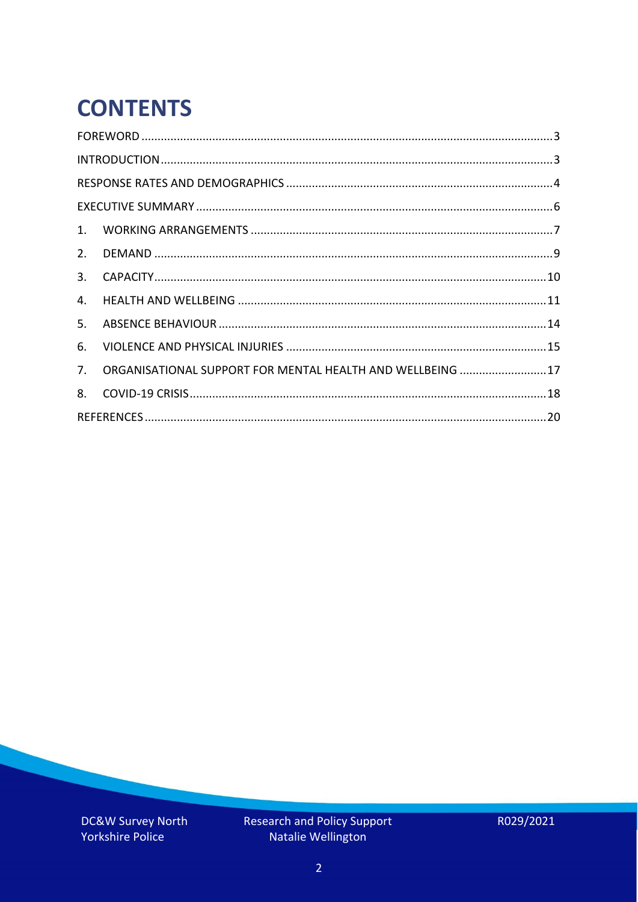# CONTENTS

FOREWORD ............................................................................................................................3

INTRODUCTION ......................................................................................................................3

RESPONSE RATES AND DEMOGRAPHICS ................................................................................4

EXECUTIVE SUMMARY ............................................................................................................6

1. WORKING ARRANGEMENTS ..............................................................................................7
2. DEMAND ...........................................................................................................................9
3. CAPACITY .........................................................................................................................10
4. HEALTH AND WELLBEING ................................................................................................11
5. ABSENCE BEHAVIOUR ......................................................................................................14
6. VIOLENCE AND PHYSICAL INJURIES .................................................................................15
7. ORGANISATIONAL SUPPORT FOR MENTAL HEALTH AND WELLBEING ...........................17
8. COVID-19 CRISIS ...............................................................................................................18

REFERENCES ..........................................................................................................................20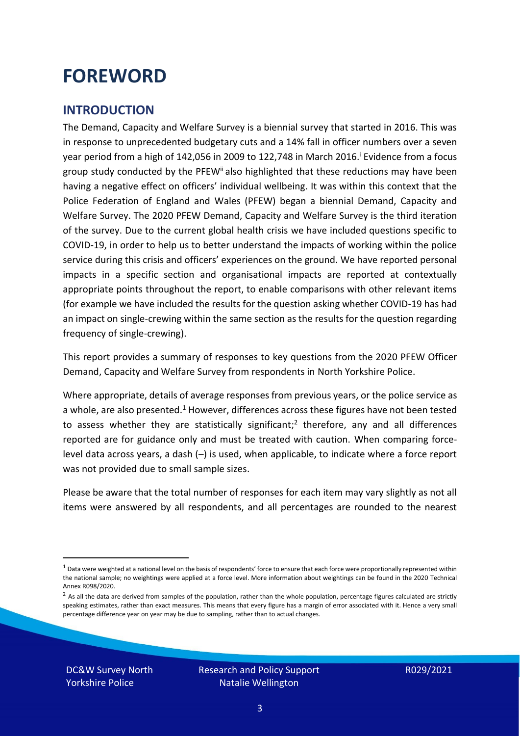# FOREWORD

## INTRODUCTION

The Demand, Capacity and Welfare Survey is a biennial survey that started in 2016. This was in response to unprecedented budgetary cuts and a 14% fall in officer numbers over a seven year period from a high of 142,056 in 2009 to 122,748 in March 2016.[i] Evidence from a focus group study conducted by the PFEW[ii] also highlighted that these reductions may have been having a negative effect on officers' individual wellbeing. It was within this context that the Police Federation of England and Wales (PFEW) began a biennial Demand, Capacity and Welfare Survey. The 2020 PFEW Demand, Capacity and Welfare Survey is the third iteration of the survey. Due to the current global health crisis we have included questions specific to COVID-19, in order to help us to better understand the impacts of working within the police service during this crisis and officers' experiences on the ground. We have reported personal impacts in a specific section and organisational impacts are reported at contextually appropriate points throughout the report, to enable comparisons with other relevant items (for example we have included the results for the question asking whether COVID-19 has had an impact on single-crewing within the same section as the results for the question regarding frequency of single-crewing).

This report provides a summary of responses to key questions from the 2020 PFEW Officer Demand, Capacity and Welfare Survey from respondents in North Yorkshire Police.

Where appropriate, details of average responses from previous years, or the police service as a whole, are also presented.[1] However, differences across these figures have not been tested to assess whether they are statistically significant;[2] therefore, any and all differences reported are for guidance only and must be treated with caution. When comparing force-level data across years, a dash (–) is used, when applicable, to indicate where a force report was not provided due to small sample sizes.

Please be aware that the total number of responses for each item may vary slightly as not all items were answered by all respondents, and all percentages are rounded to the nearest

[1] Data were weighted at a national level on the basis of respondents' force to ensure that each force were proportionally represented within the national sample; no weightings were applied at a force level. More information about weightings can be found in the 2020 Technical Annex R098/2020.

[2] As all the data are derived from samples of the population, rather than the whole population, percentage figures calculated are strictly speaking estimates, rather than exact measures. This means that every figure has a margin of error associated with it. Hence a very small percentage difference year on year may be due to sampling, rather than to actual changes.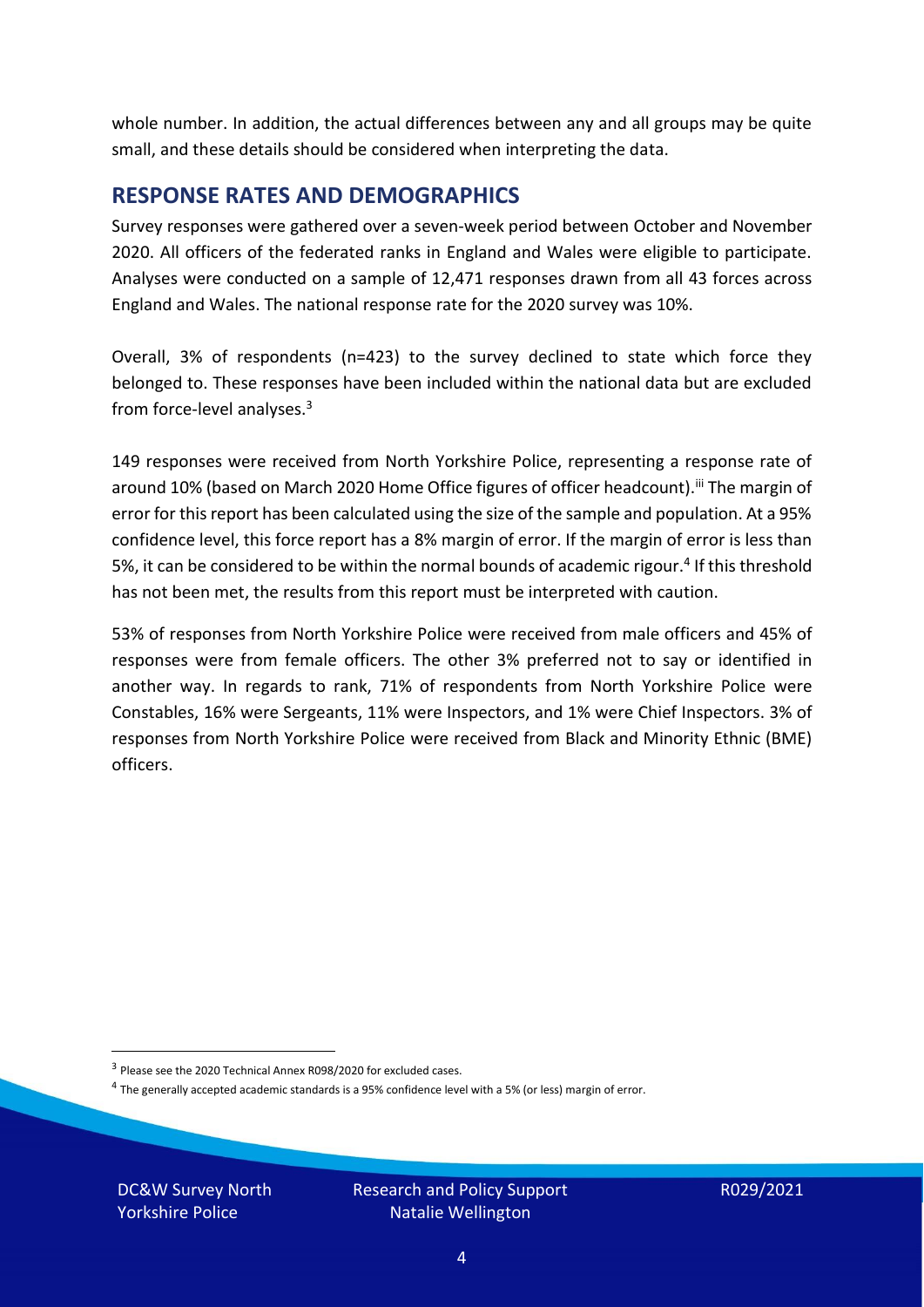whole number. In addition, the actual differences between any and all groups may be quite small, and these details should be considered when interpreting the data.

## RESPONSE RATES AND DEMOGRAPHICS

Survey responses were gathered over a seven-week period between October and November 2020. All officers of the federated ranks in England and Wales were eligible to participate. Analyses were conducted on a sample of 12,471 responses drawn from all 43 forces across England and Wales. The national response rate for the 2020 survey was 10%.

Overall, 3% of respondents (n=423) to the survey declined to state which force they belonged to. These responses have been included within the national data but are excluded from force-level analyses.[3]

149 responses were received from North Yorkshire Police, representing a response rate of around 10% (based on March 2020 Home Office figures of officer headcount).[iii] The margin of error for this report has been calculated using the size of the sample and population. At a 95% confidence level, this force report has a 8% margin of error. If the margin of error is less than 5%, it can be considered to be within the normal bounds of academic rigour.[4] If this threshold has not been met, the results from this report must be interpreted with caution.

53% of responses from North Yorkshire Police were received from male officers and 45% of responses were from female officers. The other 3% preferred not to say or identified in another way. In regards to rank, 71% of respondents from North Yorkshire Police were Constables, 16% were Sergeants, 11% were Inspectors, and 1% were Chief Inspectors. 3% of responses from North Yorkshire Police were received from Black and Minority Ethnic (BME) officers.

[3] Please see the 2020 Technical Annex R098/2020 for excluded cases.

[4] The generally accepted academic standards is a 95% confidence level with a 5% (or less) margin of error.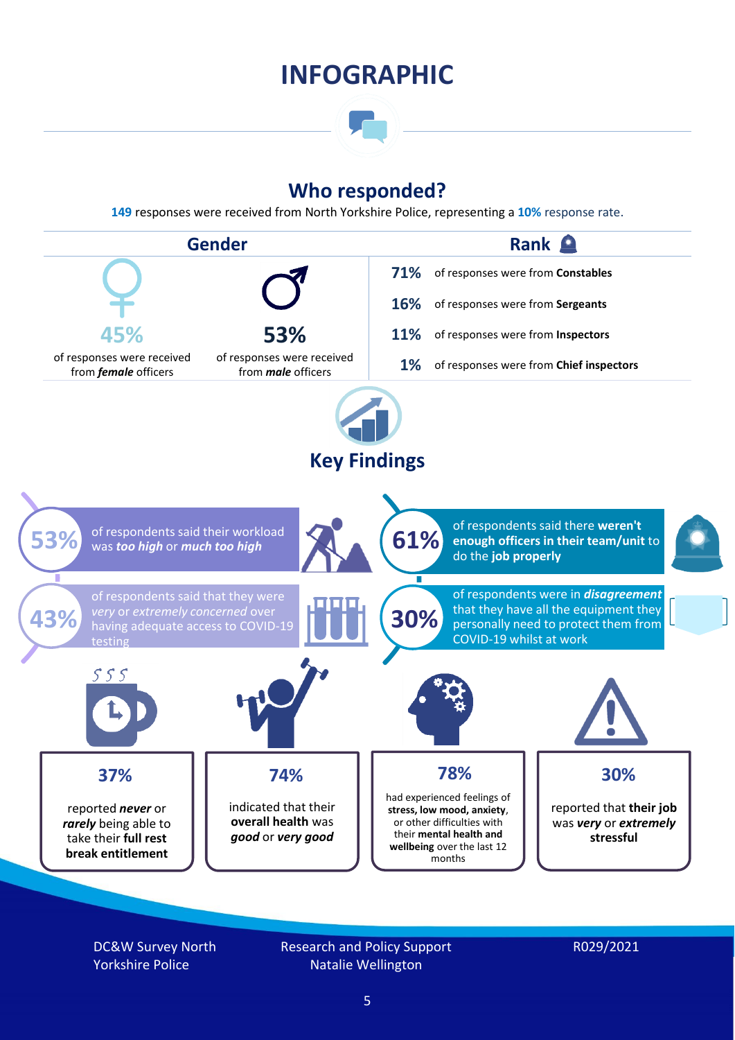# INFOGRAPHIC

## Who responded?

**149** responses were received from North Yorkshire Police, representing a **10%** response rate.

### Gender

**45%** of responses were received from ***female*** officers

**53%** of responses were received from ***male*** officers

### Rank

- **71%** of responses were from **Constables**
- **16%** of responses were from **Sergeants**
- **11%** of responses were from **Inspectors**
- **1%** of responses were from **Chief inspectors**

## Key Findings

**53%** of respondents said their workload was ***too high*** or ***much too high***

**61%** of respondents said there **weren't enough officers in their team/unit** to do the **job properly**

**43%** of respondents said that they were *very* or *extremely concerned* over having adequate access to COVID-19 testing

**30%** of respondents were in ***disagreement*** that they have all the equipment they personally need to protect them from COVID-19 whilst at work

**37%** reported ***never*** or ***rarely*** being able to take their **full rest break entitlement**

**74%** indicated that their **overall health** was ***good*** or ***very good***

**78%** had experienced feelings of **stress, low mood, anxiety**, or other difficulties with their **mental health and wellbeing** over the last 12 months

**30%** reported that **their job** was ***very*** or ***extremely*** **stressful**

DC&W Survey North Yorkshire Police

Research and Policy Support
Natalie Wellington

R029/2021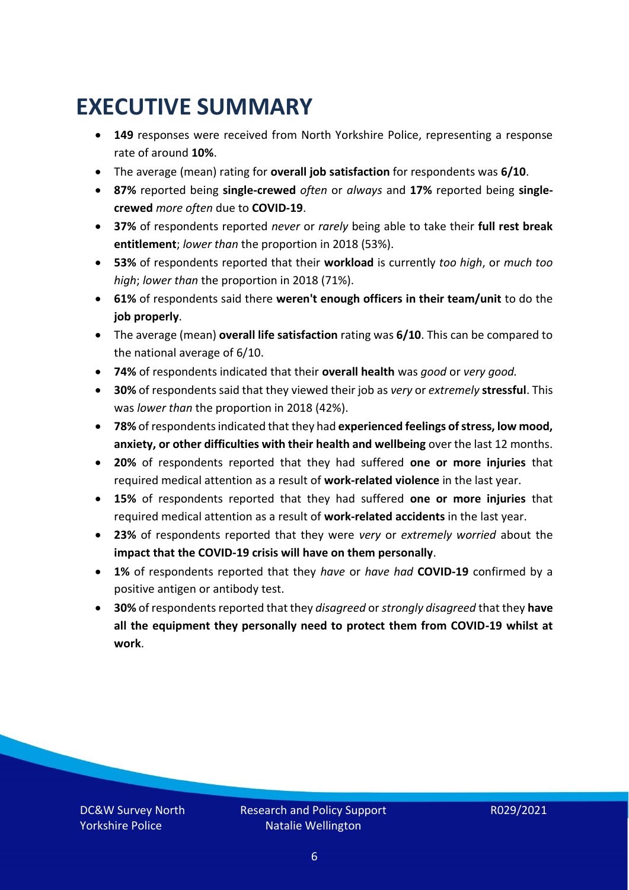# EXECUTIVE SUMMARY

- **149** responses were received from North Yorkshire Police, representing a response rate of around **10%**.
- The average (mean) rating for **overall job satisfaction** for respondents was **6/10**.
- **87%** reported being **single-crewed** *often* or *always* and **17%** reported being **single-crewed** *more often* due to **COVID-19**.
- **37%** of respondents reported *never* or *rarely* being able to take their **full rest break entitlement**; *lower than* the proportion in 2018 (53%).
- **53%** of respondents reported that their **workload** is currently *too high*, or *much too high*; *lower than* the proportion in 2018 (71%).
- **61%** of respondents said there **weren't enough officers in their team/unit** to do the **job properly**.
- The average (mean) **overall life satisfaction** rating was **6/10**. This can be compared to the national average of 6/10.
- **74%** of respondents indicated that their **overall health** was *good* or *very good.*
- **30%** of respondents said that they viewed their job as *very* or *extremely* **stressful**. This was *lower than* the proportion in 2018 (42%).
- **78%** of respondents indicated that they had **experienced feelings of stress, low mood, anxiety, or other difficulties with their health and wellbeing** over the last 12 months.
- **20%** of respondents reported that they had suffered **one or more injuries** that required medical attention as a result of **work-related violence** in the last year.
- **15%** of respondents reported that they had suffered **one or more injuries** that required medical attention as a result of **work-related accidents** in the last year.
- **23%** of respondents reported that they were *very* or *extremely worried* about the **impact that the COVID-19 crisis will have on them personally**.
- **1%** of respondents reported that they *have* or *have had* **COVID-19** confirmed by a positive antigen or antibody test.
- **30%** of respondents reported that they *disagreed* or *strongly disagreed* that they **have all the equipment they personally need to protect them from COVID-19 whilst at work**.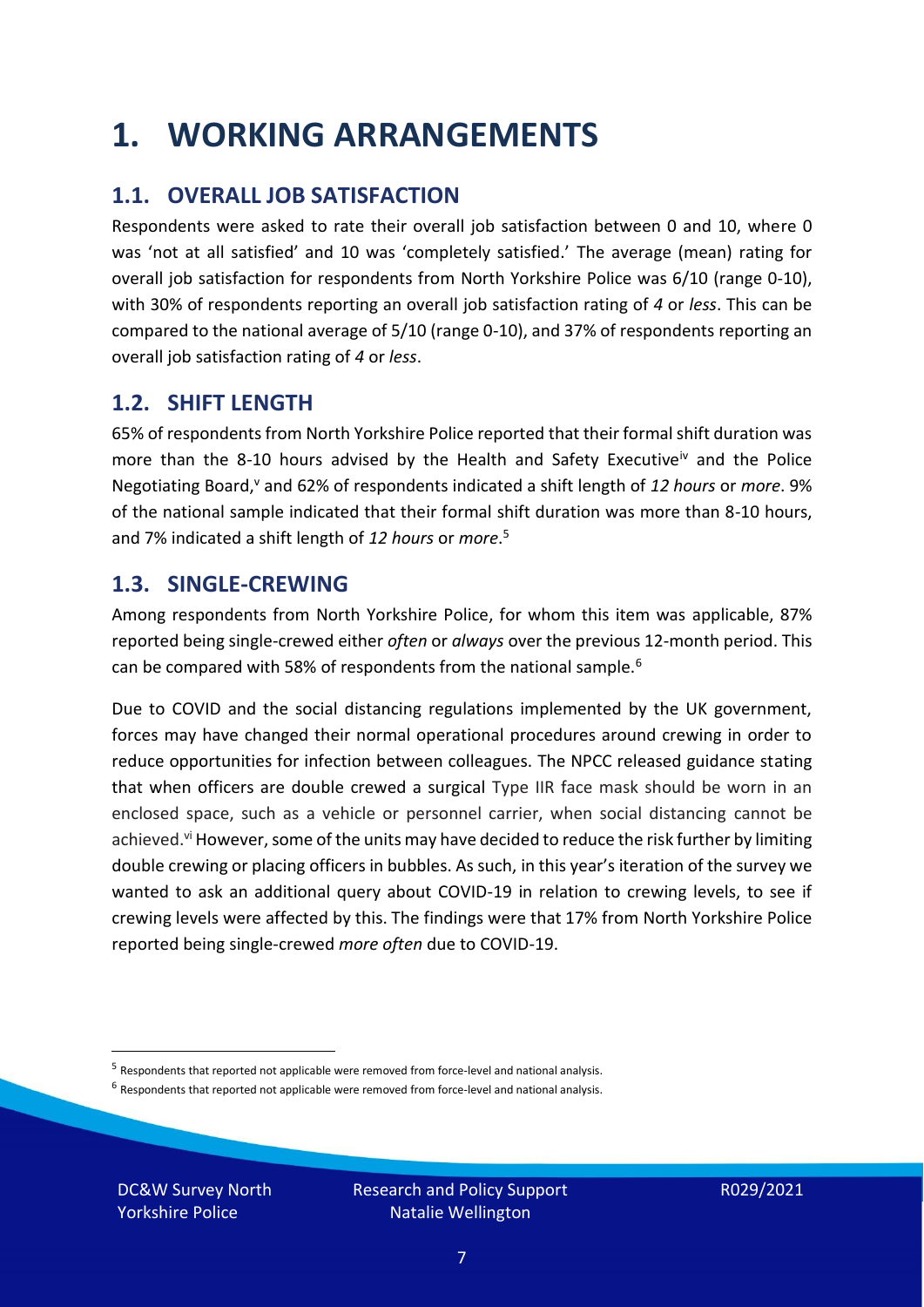# 1. WORKING ARRANGEMENTS

## 1.1. OVERALL JOB SATISFACTION

Respondents were asked to rate their overall job satisfaction between 0 and 10, where 0 was 'not at all satisfied' and 10 was 'completely satisfied.' The average (mean) rating for overall job satisfaction for respondents from North Yorkshire Police was 6/10 (range 0-10), with 30% of respondents reporting an overall job satisfaction rating of *4* or *less*. This can be compared to the national average of 5/10 (range 0-10), and 37% of respondents reporting an overall job satisfaction rating of *4* or *less*.

## 1.2. SHIFT LENGTH

65% of respondents from North Yorkshire Police reported that their formal shift duration was more than the 8-10 hours advised by the Health and Safety Executive[iv] and the Police Negotiating Board,[v] and 62% of respondents indicated a shift length of *12 hours* or *more*. 9% of the national sample indicated that their formal shift duration was more than 8-10 hours, and 7% indicated a shift length of *12 hours* or *more*.[5]

## 1.3. SINGLE-CREWING

Among respondents from North Yorkshire Police, for whom this item was applicable, 87% reported being single-crewed either *often* or *always* over the previous 12-month period. This can be compared with 58% of respondents from the national sample.[6]

Due to COVID and the social distancing regulations implemented by the UK government, forces may have changed their normal operational procedures around crewing in order to reduce opportunities for infection between colleagues. The NPCC released guidance stating that when officers are double crewed a surgical Type IIR face mask should be worn in an enclosed space, such as a vehicle or personnel carrier, when social distancing cannot be achieved.[vi] However, some of the units may have decided to reduce the risk further by limiting double crewing or placing officers in bubbles. As such, in this year's iteration of the survey we wanted to ask an additional query about COVID-19 in relation to crewing levels, to see if crewing levels were affected by this. The findings were that 17% from North Yorkshire Police reported being single-crewed *more often* due to COVID-19.

[5] Respondents that reported not applicable were removed from force-level and national analysis.

[6] Respondents that reported not applicable were removed from force-level and national analysis.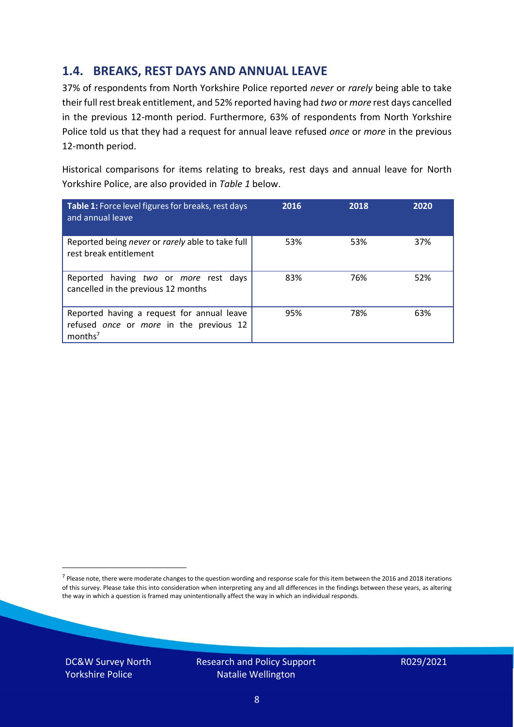## 1.4. BREAKS, REST DAYS AND ANNUAL LEAVE

37% of respondents from North Yorkshire Police reported *never* or *rarely* being able to take their full rest break entitlement, and 52% reported having had *two* or *more* rest days cancelled in the previous 12-month period. Furthermore, 63% of respondents from North Yorkshire Police told us that they had a request for annual leave refused *once* or *more* in the previous 12-month period.

Historical comparisons for items relating to breaks, rest days and annual leave for North Yorkshire Police, are also provided in *Table 1* below.

| **Table 1:** Force level figures for breaks, rest days and annual leave | 2016 | 2018 | 2020 |
|---|---|---|---|
| Reported being *never* or *rarely* able to take full rest break entitlement | 53% | 53% | 37% |
| Reported having *two* or *more* rest days cancelled in the previous 12 months | 83% | 76% | 52% |
| Reported having a request for annual leave refused *once* or *more* in the previous 12 months[7] | 95% | 78% | 63% |

[7] Please note, there were moderate changes to the question wording and response scale for this item between the 2016 and 2018 iterations of this survey. Please take this into consideration when interpreting any and all differences in the findings between these years, as altering the way in which a question is framed may unintentionally affect the way in which an individual responds.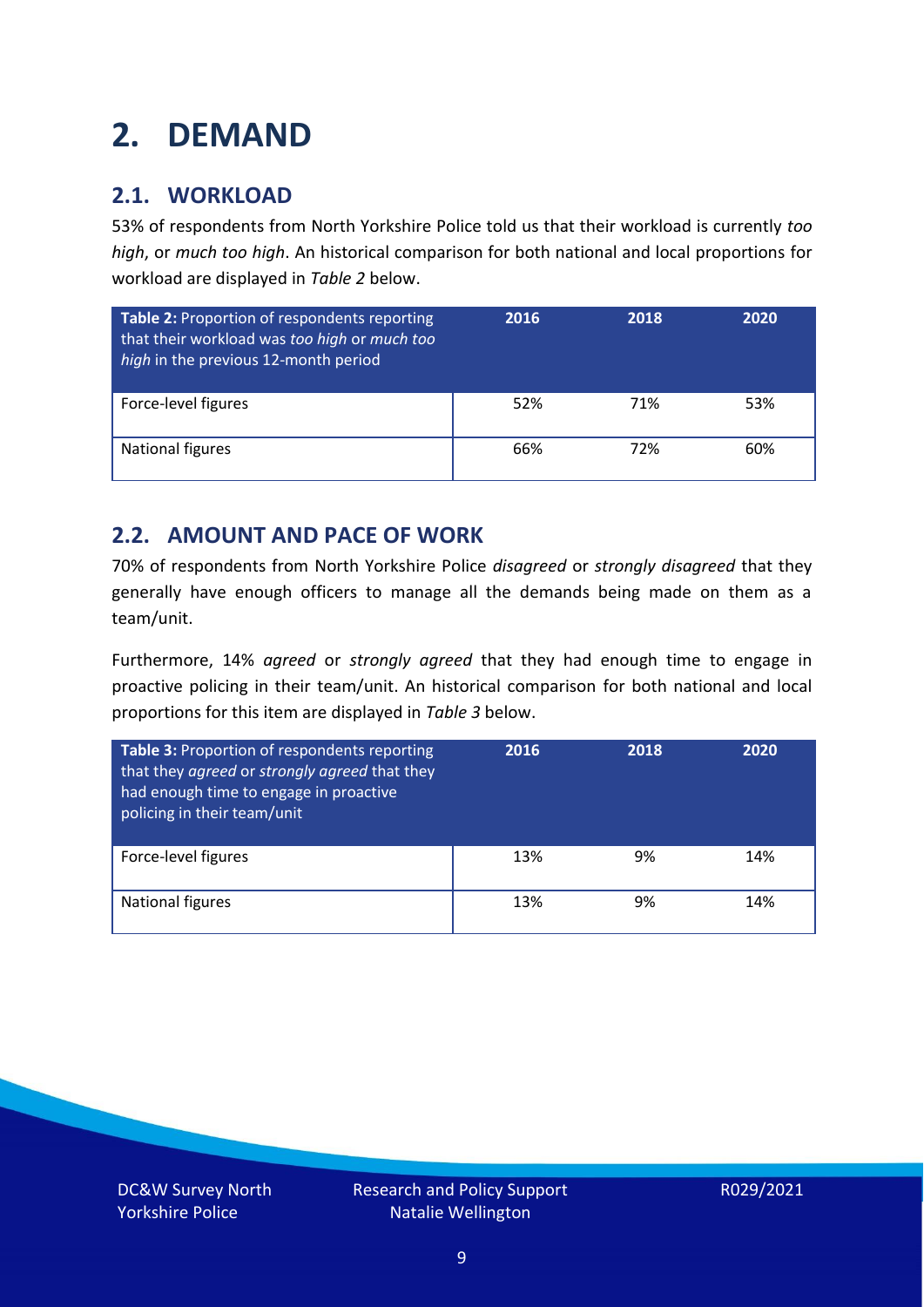# 2. DEMAND

## 2.1. WORKLOAD

53% of respondents from North Yorkshire Police told us that their workload is currently *too high*, or *much too high*. An historical comparison for both national and local proportions for workload are displayed in *Table 2* below.

| **Table 2:** Proportion of respondents reporting that their workload was *too high* or *much too high* in the previous 12-month period | 2016 | 2018 | 2020 |
|---|---|---|---|
| Force-level figures | 52% | 71% | 53% |
| National figures | 66% | 72% | 60% |

## 2.2. AMOUNT AND PACE OF WORK

70% of respondents from North Yorkshire Police *disagreed* or *strongly disagreed* that they generally have enough officers to manage all the demands being made on them as a team/unit.

Furthermore, 14% *agreed* or *strongly agreed* that they had enough time to engage in proactive policing in their team/unit. An historical comparison for both national and local proportions for this item are displayed in *Table 3* below.

| **Table 3:** Proportion of respondents reporting that they *agreed* or *strongly agreed* that they had enough time to engage in proactive policing in their team/unit | 2016 | 2018 | 2020 |
|---|---|---|---|
| Force-level figures | 13% | 9% | 14% |
| National figures | 13% | 9% | 14% |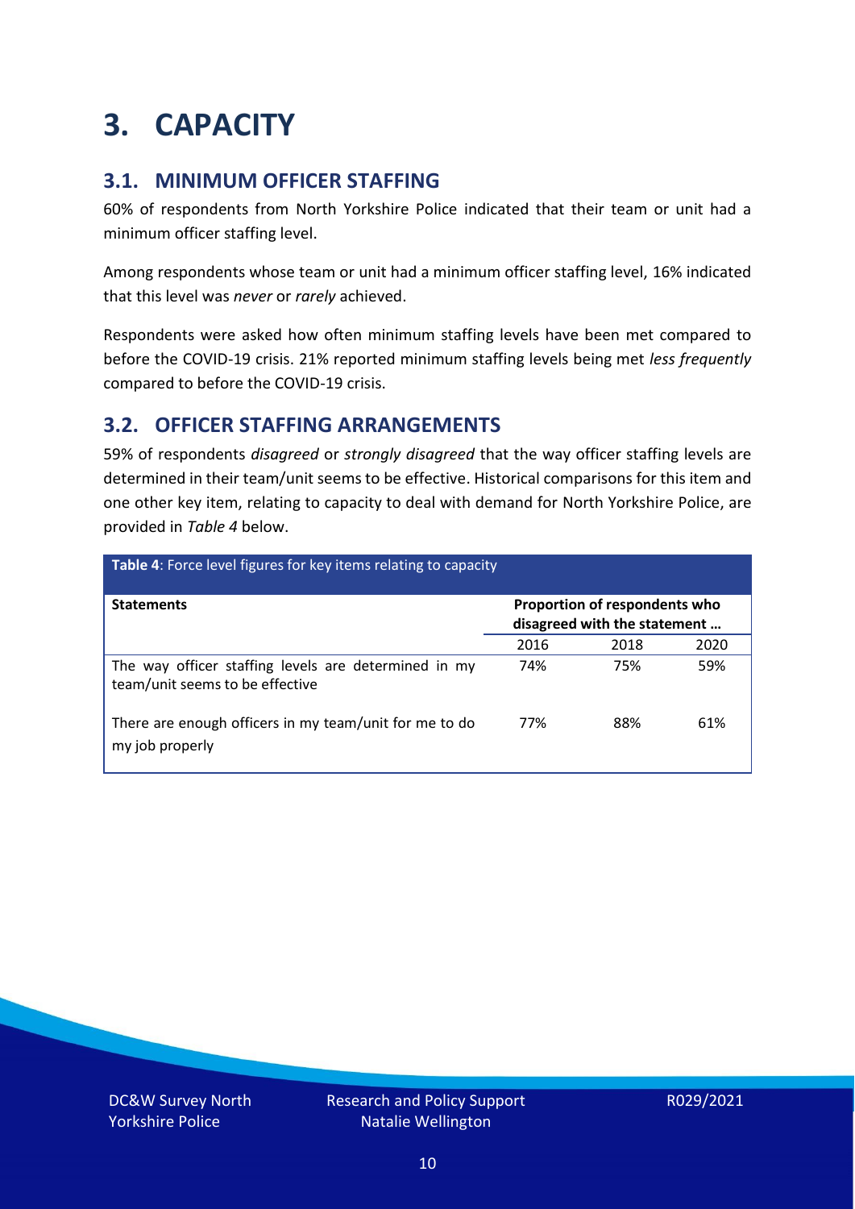# 3. CAPACITY

## 3.1. MINIMUM OFFICER STAFFING

60% of respondents from North Yorkshire Police indicated that their team or unit had a minimum officer staffing level.

Among respondents whose team or unit had a minimum officer staffing level, 16% indicated that this level was *never* or *rarely* achieved.

Respondents were asked how often minimum staffing levels have been met compared to before the COVID-19 crisis. 21% reported minimum staffing levels being met *less frequently* compared to before the COVID-19 crisis.

## 3.2. OFFICER STAFFING ARRANGEMENTS

59% of respondents *disagreed* or *strongly disagreed* that the way officer staffing levels are determined in their team/unit seems to be effective. Historical comparisons for this item and one other key item, relating to capacity to deal with demand for North Yorkshire Police, are provided in *Table 4* below.

**Table 4**: Force level figures for key items relating to capacity

| Statements | Proportion of respondents who disagreed with the statement … | | |
|---|---|---|---|
| | 2016 | 2018 | 2020 |
| The way officer staffing levels are determined in my team/unit seems to be effective | 74% | 75% | 59% |
| There are enough officers in my team/unit for me to do my job properly | 77% | 88% | 61% |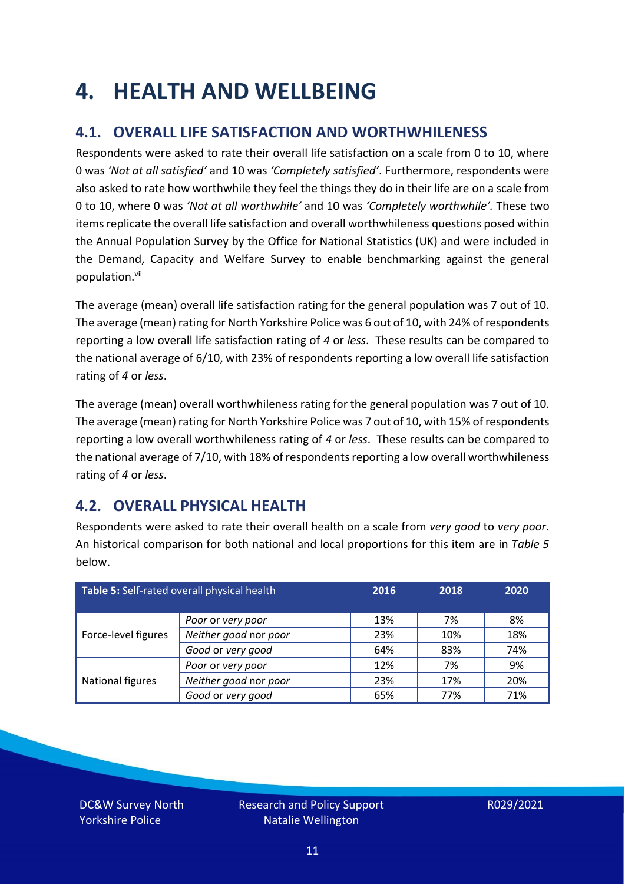# 4. HEALTH AND WELLBEING

## 4.1. OVERALL LIFE SATISFACTION AND WORTHWHILENESS

Respondents were asked to rate their overall life satisfaction on a scale from 0 to 10, where 0 was *'Not at all satisfied'* and 10 was *'Completely satisfied'*. Furthermore, respondents were also asked to rate how worthwhile they feel the things they do in their life are on a scale from 0 to 10, where 0 was *'Not at all worthwhile'* and 10 was *'Completely worthwhile'.* These two items replicate the overall life satisfaction and overall worthwhileness questions posed within the Annual Population Survey by the Office for National Statistics (UK) and were included in the Demand, Capacity and Welfare Survey to enable benchmarking against the general population.[vii]

The average (mean) overall life satisfaction rating for the general population was 7 out of 10. The average (mean) rating for North Yorkshire Police was 6 out of 10, with 24% of respondents reporting a low overall life satisfaction rating of *4* or *less*. These results can be compared to the national average of 6/10, with 23% of respondents reporting a low overall life satisfaction rating of *4* or *less*.

The average (mean) overall worthwhileness rating for the general population was 7 out of 10. The average (mean) rating for North Yorkshire Police was 7 out of 10, with 15% of respondents reporting a low overall worthwhileness rating of *4* or *less*. These results can be compared to the national average of 7/10, with 18% of respondents reporting a low overall worthwhileness rating of *4* or *less*.

## 4.2. OVERALL PHYSICAL HEALTH

Respondents were asked to rate their overall health on a scale from *very good* to *very poor*. An historical comparison for both national and local proportions for this item are in *Table 5* below.

| **Table 5:** Self-rated overall physical health | | 2016 | 2018 | 2020 |
|---|---|---|---|---|
| Force-level figures | *Poor* or *very poor* | 13% | 7% | 8% |
| | *Neither good* nor *poor* | 23% | 10% | 18% |
| | *Good* or *very good* | 64% | 83% | 74% |
| National figures | *Poor* or *very poor* | 12% | 7% | 9% |
| | *Neither good* nor *poor* | 23% | 17% | 20% |
| | *Good* or *very good* | 65% | 77% | 71% |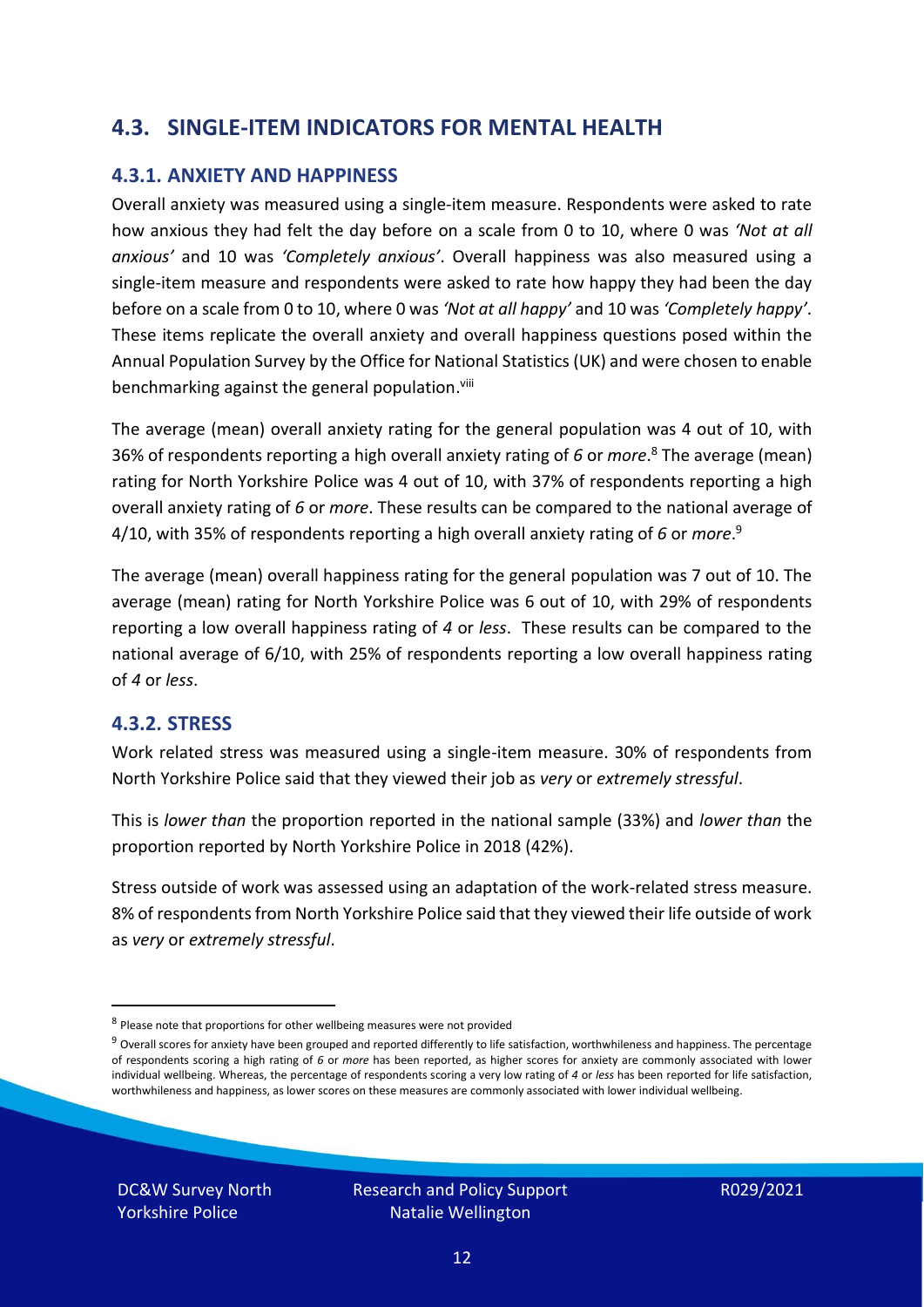## 4.3. SINGLE-ITEM INDICATORS FOR MENTAL HEALTH

### 4.3.1. ANXIETY AND HAPPINESS

Overall anxiety was measured using a single-item measure. Respondents were asked to rate how anxious they had felt the day before on a scale from 0 to 10, where 0 was *'Not at all anxious'* and 10 was *'Completely anxious'*. Overall happiness was also measured using a single-item measure and respondents were asked to rate how happy they had been the day before on a scale from 0 to 10, where 0 was *'Not at all happy'* and 10 was *'Completely happy'*. These items replicate the overall anxiety and overall happiness questions posed within the Annual Population Survey by the Office for National Statistics (UK) and were chosen to enable benchmarking against the general population.[viii]

The average (mean) overall anxiety rating for the general population was 4 out of 10, with 36% of respondents reporting a high overall anxiety rating of *6* or *more*.[8] The average (mean) rating for North Yorkshire Police was 4 out of 10, with 37% of respondents reporting a high overall anxiety rating of *6* or *more*. These results can be compared to the national average of 4/10, with 35% of respondents reporting a high overall anxiety rating of *6* or *more*.[9]

The average (mean) overall happiness rating for the general population was 7 out of 10. The average (mean) rating for North Yorkshire Police was 6 out of 10, with 29% of respondents reporting a low overall happiness rating of *4* or *less*. These results can be compared to the national average of 6/10, with 25% of respondents reporting a low overall happiness rating of *4* or *less*.

### 4.3.2. STRESS

Work related stress was measured using a single-item measure. 30% of respondents from North Yorkshire Police said that they viewed their job as *very* or *extremely stressful*.

This is *lower than* the proportion reported in the national sample (33%) and *lower than* the proportion reported by North Yorkshire Police in 2018 (42%).

Stress outside of work was assessed using an adaptation of the work-related stress measure. 8% of respondents from North Yorkshire Police said that they viewed their life outside of work as *very* or *extremely stressful*.

[8] Please note that proportions for other wellbeing measures were not provided

[9] Overall scores for anxiety have been grouped and reported differently to life satisfaction, worthwhileness and happiness. The percentage of respondents scoring a high rating of *6* or *more* has been reported, as higher scores for anxiety are commonly associated with lower individual wellbeing. Whereas, the percentage of respondents scoring a very low rating of *4* or *less* has been reported for life satisfaction, worthwhileness and happiness, as lower scores on these measures are commonly associated with lower individual wellbeing.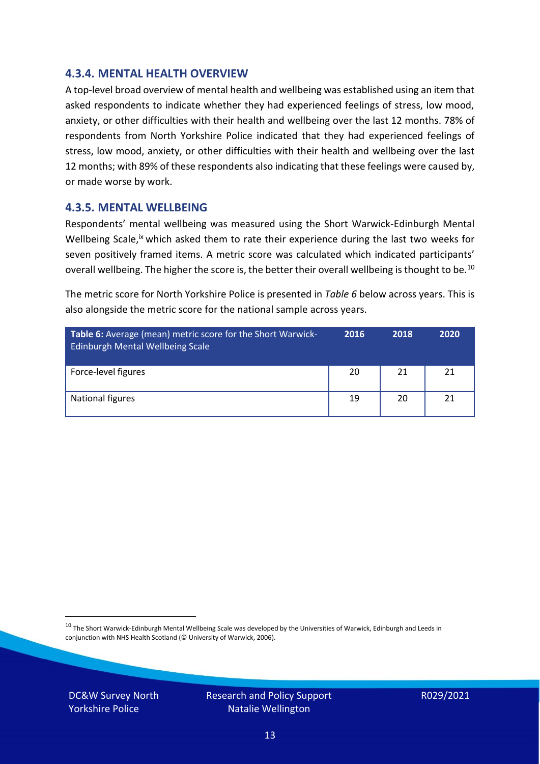### 4.3.4. MENTAL HEALTH OVERVIEW

A top-level broad overview of mental health and wellbeing was established using an item that asked respondents to indicate whether they had experienced feelings of stress, low mood, anxiety, or other difficulties with their health and wellbeing over the last 12 months. 78% of respondents from North Yorkshire Police indicated that they had experienced feelings of stress, low mood, anxiety, or other difficulties with their health and wellbeing over the last 12 months; with 89% of these respondents also indicating that these feelings were caused by, or made worse by work.

### 4.3.5. MENTAL WELLBEING

Respondents' mental wellbeing was measured using the Short Warwick-Edinburgh Mental Wellbeing Scale,[ix] which asked them to rate their experience during the last two weeks for seven positively framed items. A metric score was calculated which indicated participants' overall wellbeing. The higher the score is, the better their overall wellbeing is thought to be.[10]

The metric score for North Yorkshire Police is presented in *Table 6* below across years. This is also alongside the metric score for the national sample across years.

| **Table 6:** Average (mean) metric score for the Short Warwick-Edinburgh Mental Wellbeing Scale | 2016 | 2018 | 2020 |
|---|---|---|---|
| Force-level figures | 20 | 21 | 21 |
| National figures | 19 | 20 | 21 |

[10] The Short Warwick-Edinburgh Mental Wellbeing Scale was developed by the Universities of Warwick, Edinburgh and Leeds in conjunction with NHS Health Scotland (© University of Warwick, 2006).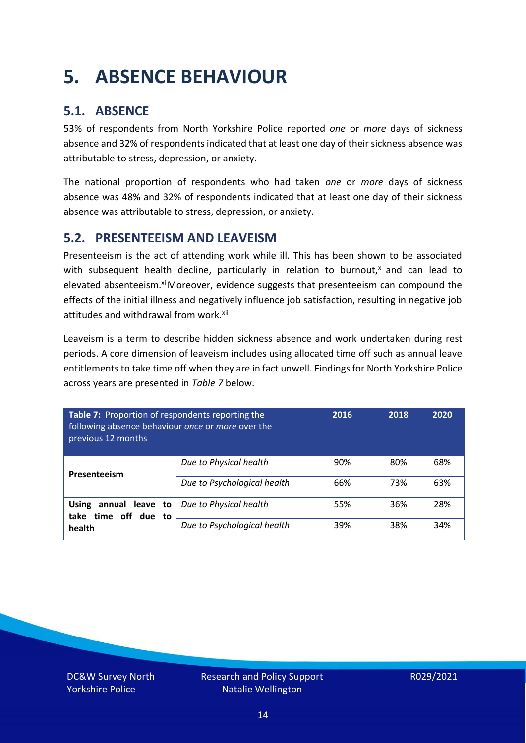# 5. ABSENCE BEHAVIOUR

## 5.1. ABSENCE

53% of respondents from North Yorkshire Police reported *one* or *more* days of sickness absence and 32% of respondents indicated that at least one day of their sickness absence was attributable to stress, depression, or anxiety.

The national proportion of respondents who had taken *one* or *more* days of sickness absence was 48% and 32% of respondents indicated that at least one day of their sickness absence was attributable to stress, depression, or anxiety.

## 5.2. PRESENTEEISM AND LEAVEISM

Presenteeism is the act of attending work while ill. This has been shown to be associated with subsequent health decline, particularly in relation to burnout,[x] and can lead to elevated absenteeism.[xi] Moreover, evidence suggests that presenteeism can compound the effects of the initial illness and negatively influence job satisfaction, resulting in negative job attitudes and withdrawal from work.[xii]

Leaveism is a term to describe hidden sickness absence and work undertaken during rest periods. A core dimension of leaveism includes using allocated time off such as annual leave entitlements to take time off when they are in fact unwell. Findings for North Yorkshire Police across years are presented in *Table 7* below.

| **Table 7:** Proportion of respondents reporting the following absence behaviour *once* or *more* over the previous 12 months | | 2016 | 2018 | 2020 |
|---|---|---|---|---|
| **Presenteeism** | *Due to Physical health* | 90% | 80% | 68% |
| | *Due to Psychological health* | 66% | 73% | 63% |
| **Using annual leave to take time off due to health** | *Due to Physical health* | 55% | 36% | 28% |
| | *Due to Psychological health* | 39% | 38% | 34% |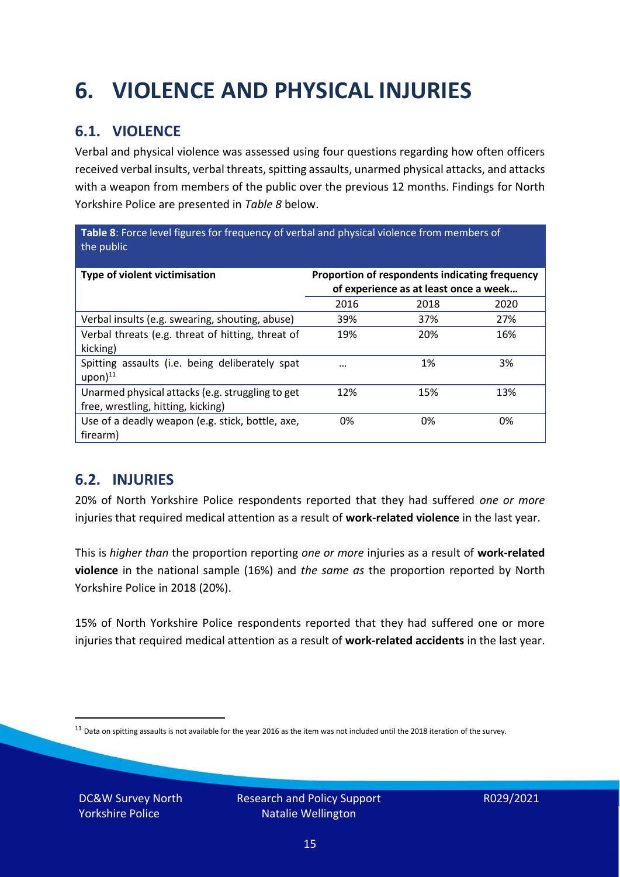# 6. VIOLENCE AND PHYSICAL INJURIES

## 6.1. VIOLENCE

Verbal and physical violence was assessed using four questions regarding how often officers received verbal insults, verbal threats, spitting assaults, unarmed physical attacks, and attacks with a weapon from members of the public over the previous 12 months. Findings for North Yorkshire Police are presented in *Table 8* below.

**Table 8**: Force level figures for frequency of verbal and physical violence from members of the public

| Type of violent victimisation | Proportion of respondents indicating frequency of experience as at least once a week… | | |
|---|---|---|---|
| | 2016 | 2018 | 2020 |
| Verbal insults (e.g. swearing, shouting, abuse) | 39% | 37% | 27% |
| Verbal threats (e.g. threat of hitting, threat of kicking) | 19% | 20% | 16% |
| Spitting assaults (i.e. being deliberately spat upon)[11] | … | 1% | 3% |
| Unarmed physical attacks (e.g. struggling to get free, wrestling, hitting, kicking) | 12% | 15% | 13% |
| Use of a deadly weapon (e.g. stick, bottle, axe, firearm) | 0% | 0% | 0% |

## 6.2. INJURIES

20% of North Yorkshire Police respondents reported that they had suffered *one or more* injuries that required medical attention as a result of **work-related violence** in the last year.

This is *higher than* the proportion reporting *one or more* injuries as a result of **work-related violence** in the national sample (16%) and *the same as* the proportion reported by North Yorkshire Police in 2018 (20%).

15% of North Yorkshire Police respondents reported that they had suffered one or more injuries that required medical attention as a result of **work-related accidents** in the last year.

[11] Data on spitting assaults is not available for the year 2016 as the item was not included until the 2018 iteration of the survey.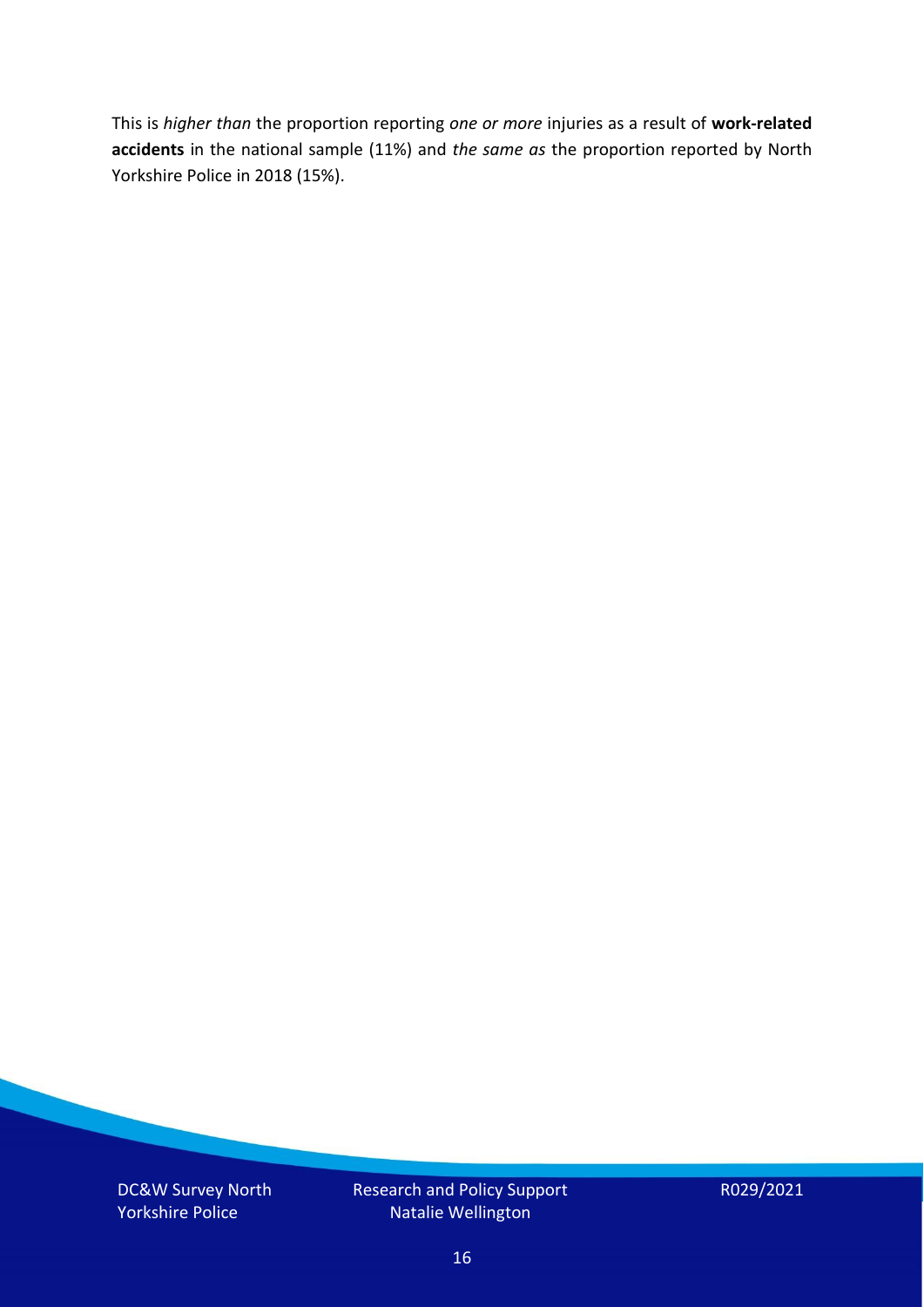This is *higher than* the proportion reporting *one or more* injuries as a result of **work-related accidents** in the national sample (11%) and *the same as* the proportion reported by North Yorkshire Police in 2018 (15%).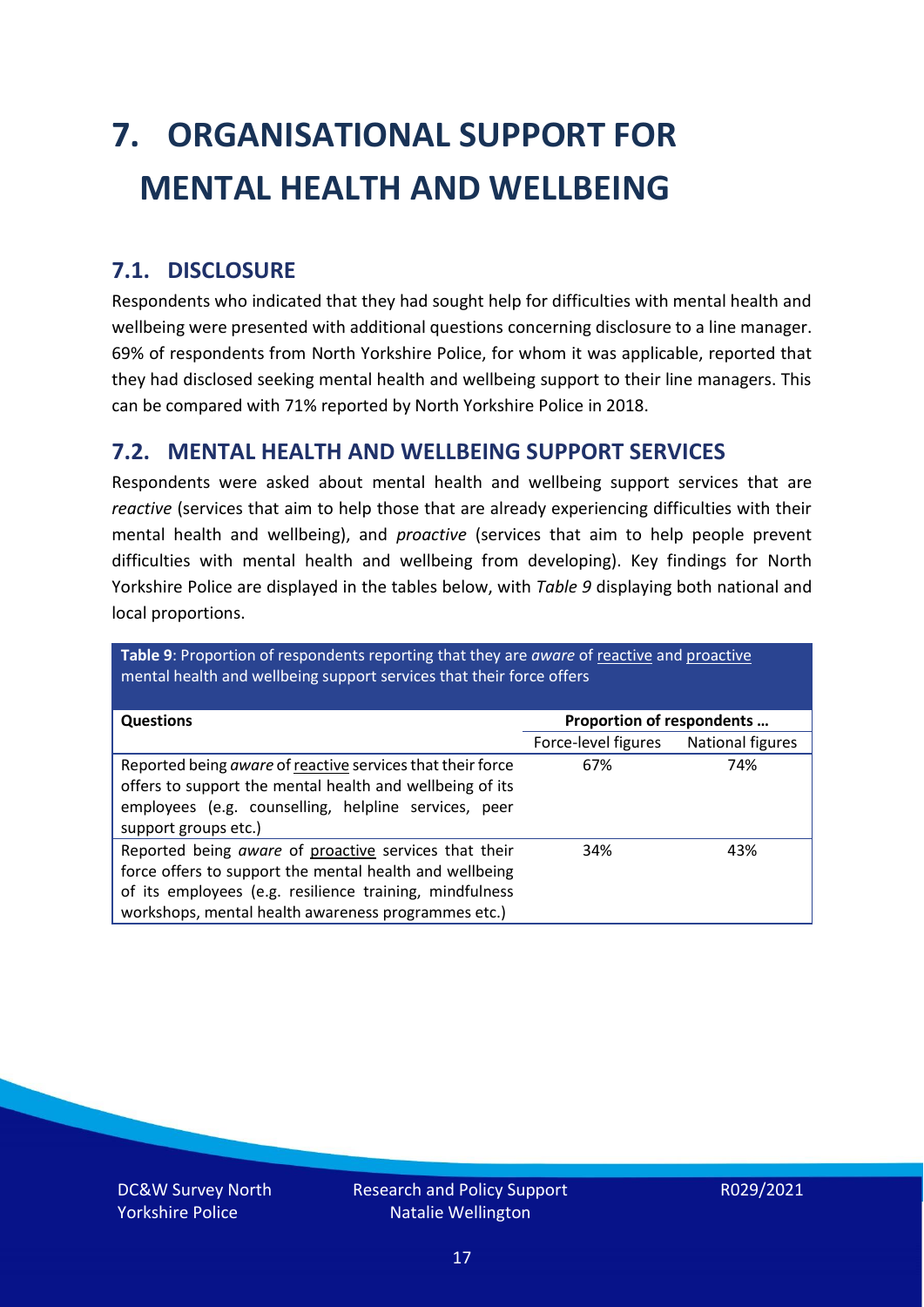# 7. ORGANISATIONAL SUPPORT FOR MENTAL HEALTH AND WELLBEING

## 7.1. DISCLOSURE

Respondents who indicated that they had sought help for difficulties with mental health and wellbeing were presented with additional questions concerning disclosure to a line manager. 69% of respondents from North Yorkshire Police, for whom it was applicable, reported that they had disclosed seeking mental health and wellbeing support to their line managers. This can be compared with 71% reported by North Yorkshire Police in 2018.

## 7.2. MENTAL HEALTH AND WELLBEING SUPPORT SERVICES

Respondents were asked about mental health and wellbeing support services that are *reactive* (services that aim to help those that are already experiencing difficulties with their mental health and wellbeing), and *proactive* (services that aim to help people prevent difficulties with mental health and wellbeing from developing). Key findings for North Yorkshire Police are displayed in the tables below, with *Table 9* displaying both national and local proportions.

**Table 9**: Proportion of respondents reporting that they are *aware* of reactive and proactive mental health and wellbeing support services that their force offers

| Questions | Proportion of respondents … | |
|---|---|---|
| | Force-level figures | National figures |
| Reported being *aware* of reactive services that their force offers to support the mental health and wellbeing of its employees (e.g. counselling, helpline services, peer support groups etc.) | 67% | 74% |
| Reported being *aware* of proactive services that their force offers to support the mental health and wellbeing of its employees (e.g. resilience training, mindfulness workshops, mental health awareness programmes etc.) | 34% | 43% |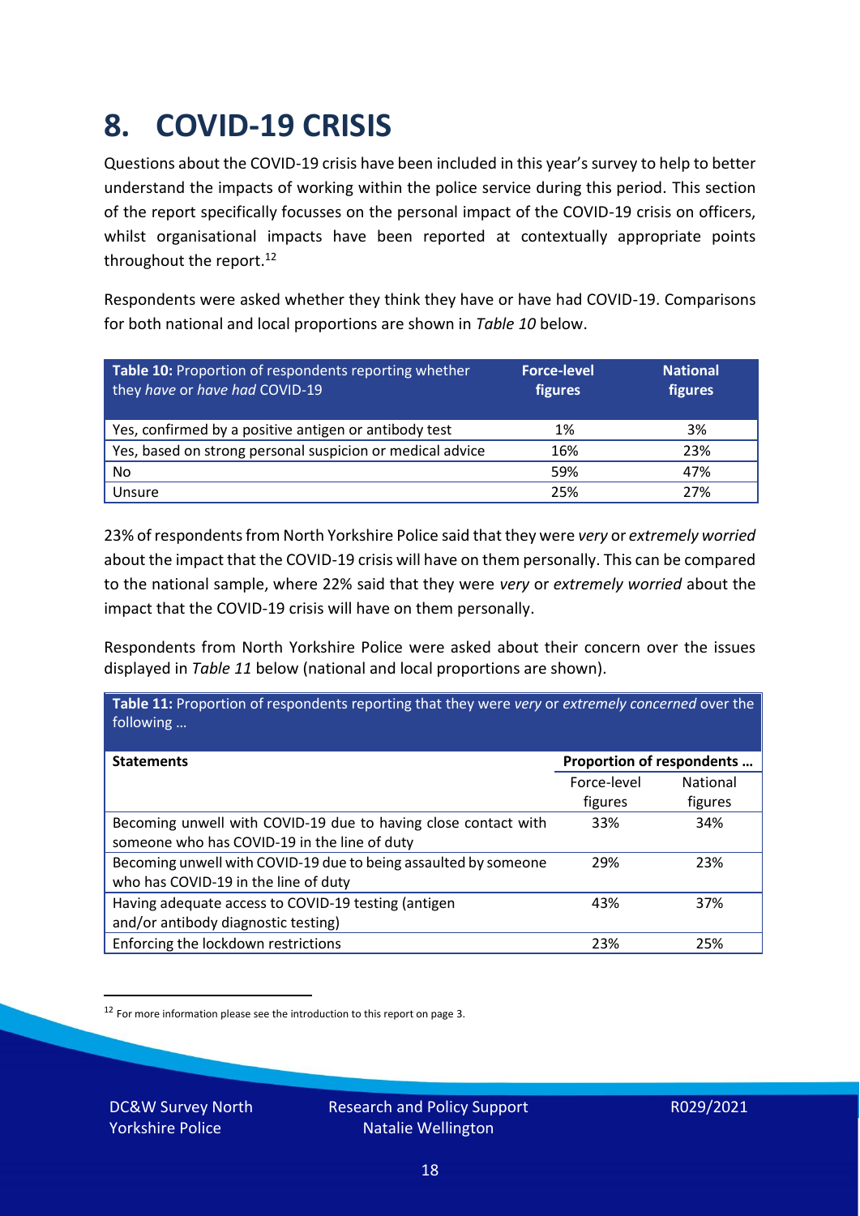# 8. COVID-19 CRISIS

Questions about the COVID-19 crisis have been included in this year's survey to help to better understand the impacts of working within the police service during this period. This section of the report specifically focusses on the personal impact of the COVID-19 crisis on officers, whilst organisational impacts have been reported at contextually appropriate points throughout the report.[12]

Respondents were asked whether they think they have or have had COVID-19. Comparisons for both national and local proportions are shown in *Table 10* below.

| **Table 10:** Proportion of respondents reporting whether they *have* or *have had* COVID-19 | **Force-level figures** | **National figures** |
|---|---|---|
| Yes, confirmed by a positive antigen or antibody test | 1% | 3% |
| Yes, based on strong personal suspicion or medical advice | 16% | 23% |
| No | 59% | 47% |
| Unsure | 25% | 27% |

23% of respondents from North Yorkshire Police said that they were *very* or *extremely worried* about the impact that the COVID-19 crisis will have on them personally. This can be compared to the national sample, where 22% said that they were *very* or *extremely worried* about the impact that the COVID-19 crisis will have on them personally.

Respondents from North Yorkshire Police were asked about their concern over the issues displayed in *Table 11* below (national and local proportions are shown).

**Table 11:** Proportion of respondents reporting that they were *very* or *extremely concerned* over the following …

| **Statements** | **Proportion of respondents …** | |
|---|---|---|
| | Force-level figures | National figures |
| Becoming unwell with COVID-19 due to having close contact with someone who has COVID-19 in the line of duty | 33% | 34% |
| Becoming unwell with COVID-19 due to being assaulted by someone who has COVID-19 in the line of duty | 29% | 23% |
| Having adequate access to COVID-19 testing (antigen and/or antibody diagnostic testing) | 43% | 37% |
| Enforcing the lockdown restrictions | 23% | 25% |

[12] For more information please see the introduction to this report on page 3.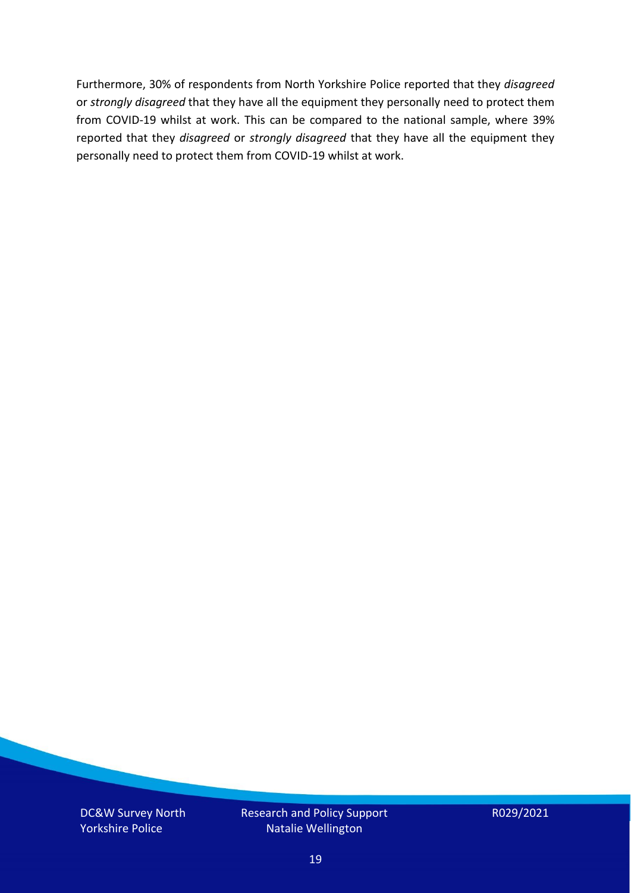Furthermore, 30% of respondents from North Yorkshire Police reported that they *disagreed* or *strongly disagreed* that they have all the equipment they personally need to protect them from COVID-19 whilst at work. This can be compared to the national sample, where 39% reported that they *disagreed* or *strongly disagreed* that they have all the equipment they personally need to protect them from COVID-19 whilst at work.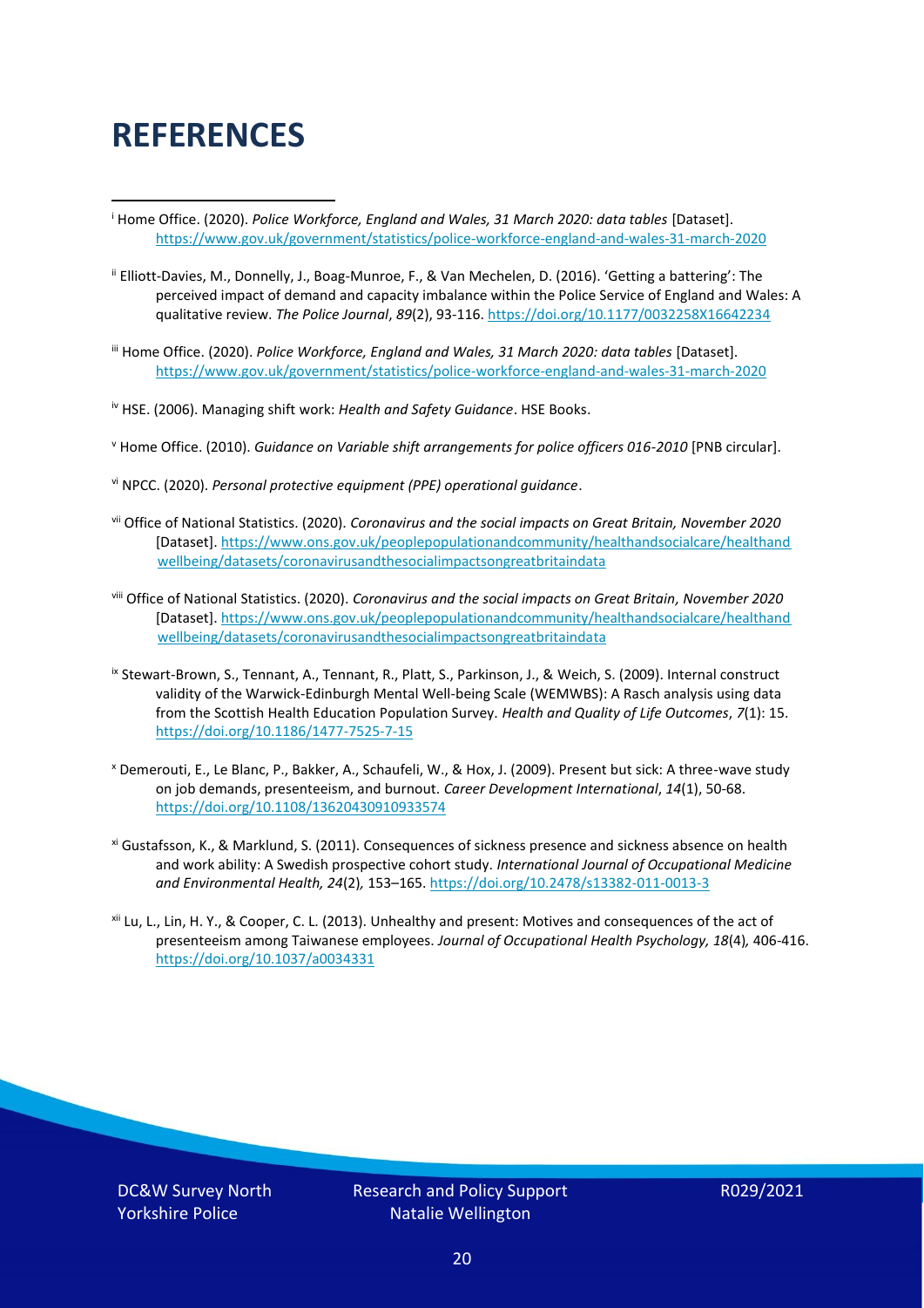# REFERENCES

[i] Home Office. (2020). *Police Workforce, England and Wales, 31 March 2020: data tables* [Dataset]. https://www.gov.uk/government/statistics/police-workforce-england-and-wales-31-march-2020

[ii] Elliott-Davies, M., Donnelly, J., Boag-Munroe, F., & Van Mechelen, D. (2016). 'Getting a battering': The perceived impact of demand and capacity imbalance within the Police Service of England and Wales: A qualitative review. *The Police Journal*, *89*(2), 93-116. https://doi.org/10.1177/0032258X16642234

[iii] Home Office. (2020). *Police Workforce, England and Wales, 31 March 2020: data tables* [Dataset]. https://www.gov.uk/government/statistics/police-workforce-england-and-wales-31-march-2020

[iv] HSE. (2006). Managing shift work: *Health and Safety Guidance*. HSE Books.

[v] Home Office. (2010). *Guidance on Variable shift arrangements for police officers 016-2010* [PNB circular].

[vi] NPCC. (2020). *Personal protective equipment (PPE) operational guidance*.

[vii] Office of National Statistics. (2020). *Coronavirus and the social impacts on Great Britain, November 2020* [Dataset]. https://www.ons.gov.uk/peoplepopulationandcommunity/healthandsocialcare/healthandwellbeing/datasets/coronavirusandthesocialimpactsongreatbritaindata

[viii] Office of National Statistics. (2020). *Coronavirus and the social impacts on Great Britain, November 2020* [Dataset]. https://www.ons.gov.uk/peoplepopulationandcommunity/healthandsocialcare/healthandwellbeing/datasets/coronavirusandthesocialimpactsongreatbritaindata

[ix] Stewart-Brown, S., Tennant, A., Tennant, R., Platt, S., Parkinson, J., & Weich, S. (2009). Internal construct validity of the Warwick-Edinburgh Mental Well-being Scale (WEMWBS): A Rasch analysis using data from the Scottish Health Education Population Survey. *Health and Quality of Life Outcomes*, *7*(1): 15. https://doi.org/10.1186/1477-7525-7-15

[x] Demerouti, E., Le Blanc, P., Bakker, A., Schaufeli, W., & Hox, J. (2009). Present but sick: A three-wave study on job demands, presenteeism, and burnout. *Career Development International*, *14*(1), 50-68. https://doi.org/10.1108/13620430910933574

[xi] Gustafsson, K., & Marklund, S. (2011). Consequences of sickness presence and sickness absence on health and work ability: A Swedish prospective cohort study. *International Journal of Occupational Medicine and Environmental Health, 24*(2)*,* 153–165. https://doi.org/10.2478/s13382-011-0013-3

[xii] Lu, L., Lin, H. Y., & Cooper, C. L. (2013). Unhealthy and present: Motives and consequences of the act of presenteeism among Taiwanese employees. *Journal of Occupational Health Psychology, 18*(4)*,* 406-416. https://doi.org/10.1037/a0034331